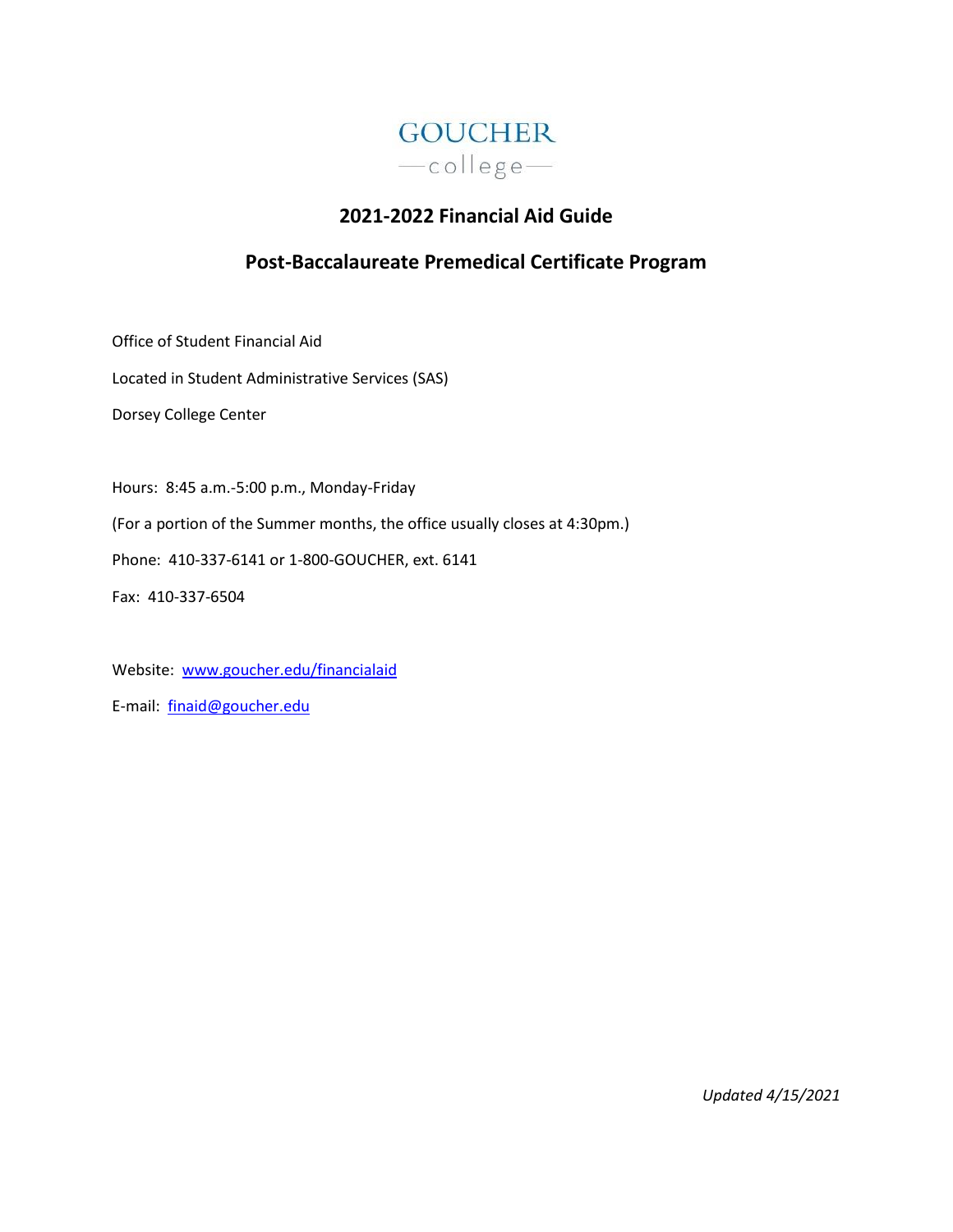GOUCHER
—college—

# 2021-2022 Financial Aid Guide

## Post-Baccalaureate Premedical Certificate Program

Office of Student Financial Aid

Located in Student Administrative Services (SAS)

Dorsey College Center

Hours: 8:45 a.m.-5:00 p.m., Monday-Friday

(For a portion of the Summer months, the office usually closes at 4:30pm.)

Phone: 410-337-6141 or 1-800-GOUCHER, ext. 6141

Fax: 410-337-6504

Website: [www.goucher.edu/financialaid](http://www.goucher.edu/financialaid)

E-mail: [finaid@goucher.edu](mailto:finaid@goucher.edu)

*Updated 4/15/2021*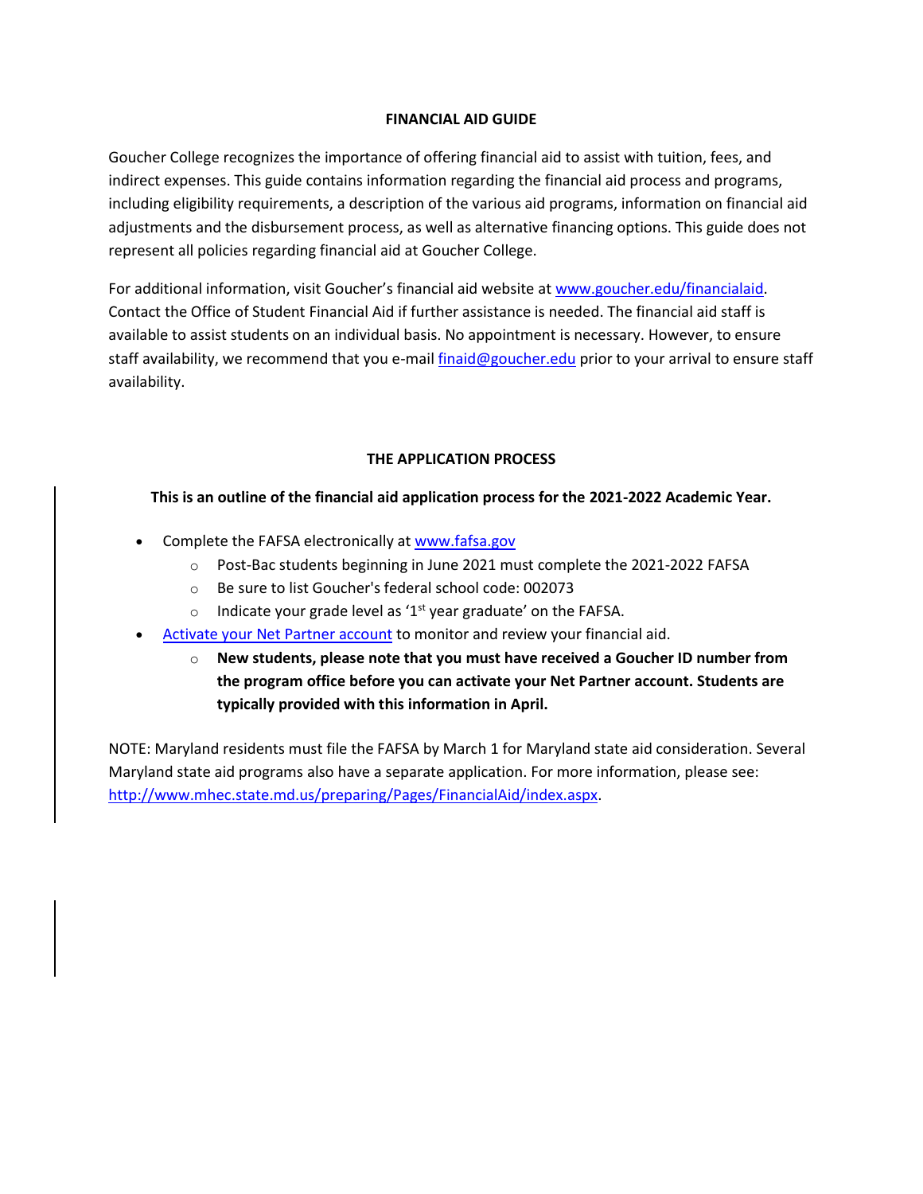## FINANCIAL AID GUIDE

Goucher College recognizes the importance of offering financial aid to assist with tuition, fees, and indirect expenses. This guide contains information regarding the financial aid process and programs, including eligibility requirements, a description of the various aid programs, information on financial aid adjustments and the disbursement process, as well as alternative financing options. This guide does not represent all policies regarding financial aid at Goucher College.

For additional information, visit Goucher's financial aid website at [www.goucher.edu/financialaid](http://www.goucher.edu/financialaid). Contact the Office of Student Financial Aid if further assistance is needed. The financial aid staff is available to assist students on an individual basis. No appointment is necessary. However, to ensure staff availability, we recommend that you e-mail [finaid@goucher.edu](mailto:finaid@goucher.edu) prior to your arrival to ensure staff availability.

## THE APPLICATION PROCESS

**This is an outline of the financial aid application process for the 2021-2022 Academic Year.**

- Complete the FAFSA electronically at [www.fafsa.gov](http://www.fafsa.gov)
  - Post-Bac students beginning in June 2021 must complete the 2021-2022 FAFSA
  - Be sure to list Goucher's federal school code: 002073
  - Indicate your grade level as '1st year graduate' on the FAFSA.
- Activate your Net Partner account to monitor and review your financial aid.
  - **New students, please note that you must have received a Goucher ID number from the program office before you can activate your Net Partner account. Students are typically provided with this information in April.**

NOTE: Maryland residents must file the FAFSA by March 1 for Maryland state aid consideration. Several Maryland state aid programs also have a separate application. For more information, please see: [http://www.mhec.state.md.us/preparing/Pages/FinancialAid/index.aspx](http://www.mhec.state.md.us/preparing/Pages/FinancialAid/index.aspx).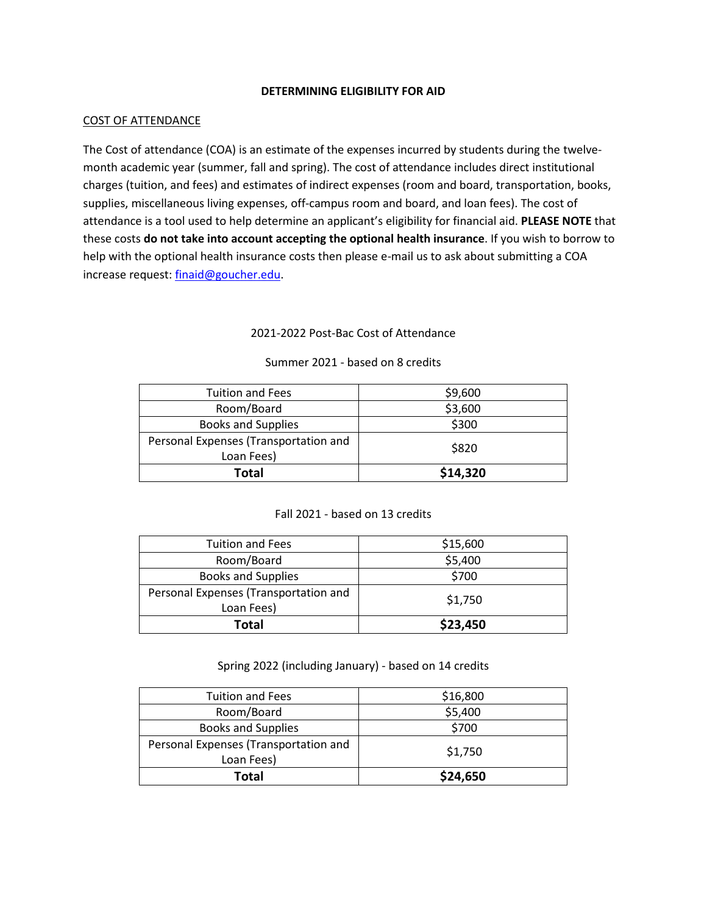**DETERMINING ELIGIBILITY FOR AID**

COST OF ATTENDANCE

The Cost of attendance (COA) is an estimate of the expenses incurred by students during the twelve-month academic year (summer, fall and spring). The cost of attendance includes direct institutional charges (tuition, and fees) and estimates of indirect expenses (room and board, transportation, books, supplies, miscellaneous living expenses, off-campus room and board, and loan fees). The cost of attendance is a tool used to help determine an applicant's eligibility for financial aid. **PLEASE NOTE** that these costs **do not take into account accepting the optional health insurance**. If you wish to borrow to help with the optional health insurance costs then please e-mail us to ask about submitting a COA increase request: [finaid@goucher.edu](mailto:finaid@goucher.edu).

2021-2022 Post-Bac Cost of Attendance

Summer 2021 - based on 8 credits

| Item | Amount |
|---|---|
| Tuition and Fees | $9,600 |
| Room/Board | $3,600 |
| Books and Supplies | $300 |
| Personal Expenses (Transportation and Loan Fees) | $820 |
| **Total** | **$14,320** |

Fall 2021 - based on 13 credits

| Item | Amount |
|---|---|
| Tuition and Fees | $15,600 |
| Room/Board | $5,400 |
| Books and Supplies | $700 |
| Personal Expenses (Transportation and Loan Fees) | $1,750 |
| **Total** | **$23,450** |

Spring 2022 (including January) - based on 14 credits

| Item | Amount |
|---|---|
| Tuition and Fees | $16,800 |
| Room/Board | $5,400 |
| Books and Supplies | $700 |
| Personal Expenses (Transportation and Loan Fees) | $1,750 |
| **Total** | **$24,650** |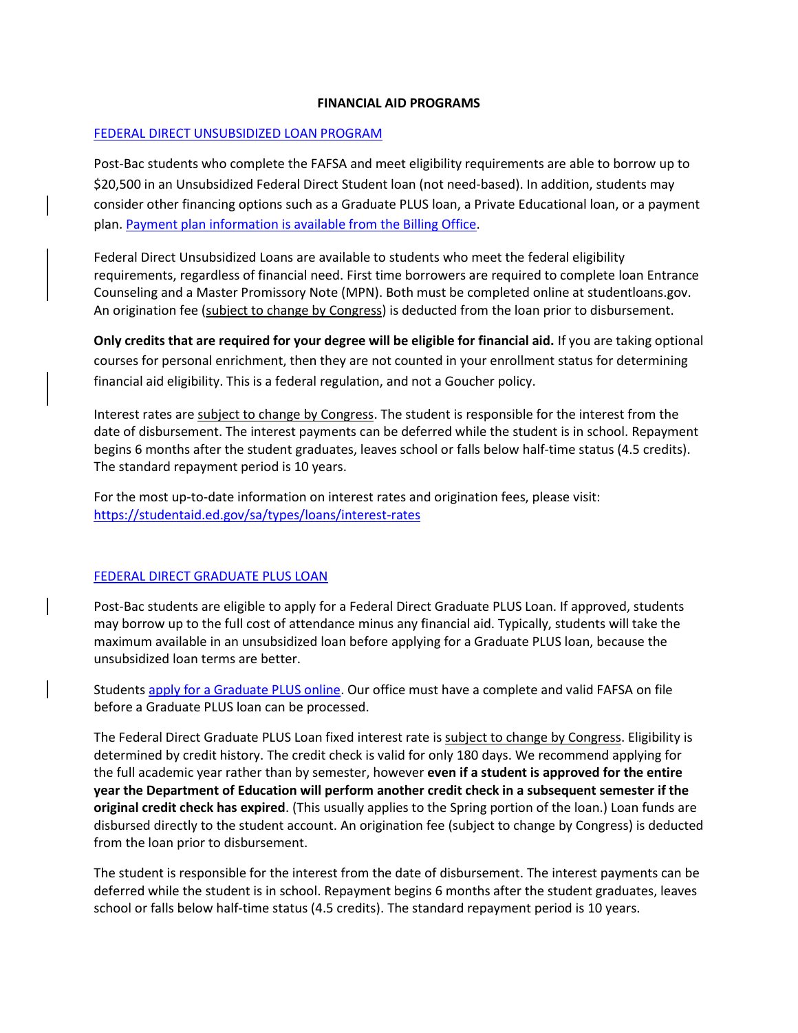# FINANCIAL AID PROGRAMS

## FEDERAL DIRECT UNSUBSIDIZED LOAN PROGRAM

Post-Bac students who complete the FAFSA and meet eligibility requirements are able to borrow up to $20,500 in an Unsubsidized Federal Direct Student loan (not need-based). In addition, students may consider other financing options such as a Graduate PLUS loan, a Private Educational loan, or a payment plan. Payment plan information is available from the Billing Office.

Federal Direct Unsubsidized Loans are available to students who meet the federal eligibility requirements, regardless of financial need. First time borrowers are required to complete loan Entrance Counseling and a Master Promissory Note (MPN). Both must be completed online at studentloans.gov. An origination fee (subject to change by Congress) is deducted from the loan prior to disbursement.

**Only credits that are required for your degree will be eligible for financial aid.** If you are taking optional courses for personal enrichment, then they are not counted in your enrollment status for determining financial aid eligibility. This is a federal regulation, and not a Goucher policy.

Interest rates are subject to change by Congress. The student is responsible for the interest from the date of disbursement. The interest payments can be deferred while the student is in school. Repayment begins 6 months after the student graduates, leaves school or falls below half-time status (4.5 credits). The standard repayment period is 10 years.

For the most up-to-date information on interest rates and origination fees, please visit: https://studentaid.ed.gov/sa/types/loans/interest-rates

## FEDERAL DIRECT GRADUATE PLUS LOAN

Post-Bac students are eligible to apply for a Federal Direct Graduate PLUS Loan. If approved, students may borrow up to the full cost of attendance minus any financial aid. Typically, students will take the maximum available in an unsubsidized loan before applying for a Graduate PLUS loan, because the unsubsidized loan terms are better.

Students apply for a Graduate PLUS online. Our office must have a complete and valid FAFSA on file before a Graduate PLUS loan can be processed.

The Federal Direct Graduate PLUS Loan fixed interest rate is subject to change by Congress. Eligibility is determined by credit history. The credit check is valid for only 180 days. We recommend applying for the full academic year rather than by semester, however **even if a student is approved for the entire year the Department of Education will perform another credit check in a subsequent semester if the original credit check has expired**. (This usually applies to the Spring portion of the loan.) Loan funds are disbursed directly to the student account. An origination fee (subject to change by Congress) is deducted from the loan prior to disbursement.

The student is responsible for the interest from the date of disbursement. The interest payments can be deferred while the student is in school. Repayment begins 6 months after the student graduates, leaves school or falls below half-time status (4.5 credits). The standard repayment period is 10 years.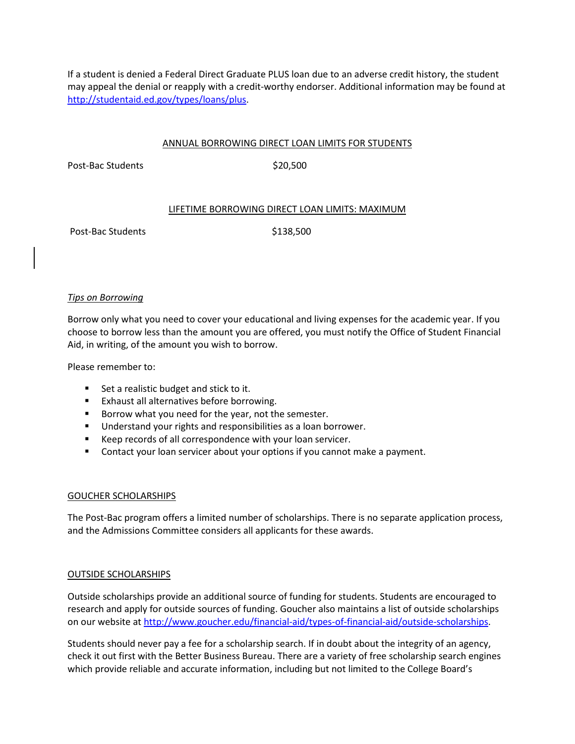If a student is denied a Federal Direct Graduate PLUS loan due to an adverse credit history, the student may appeal the denial or reapply with a credit-worthy endorser. Additional information may be found at http://studentaid.ed.gov/types/loans/plus.

## ANNUAL BORROWING DIRECT LOAN LIMITS FOR STUDENTS

| | |
|---|---|
| Post-Bac Students | $20,500 |

## LIFETIME BORROWING DIRECT LOAN LIMITS: MAXIMUM

| | |
|---|---|
| Post-Bac Students | $138,500 |

### *Tips on Borrowing*

Borrow only what you need to cover your educational and living expenses for the academic year. If you choose to borrow less than the amount you are offered, you must notify the Office of Student Financial Aid, in writing, of the amount you wish to borrow.

Please remember to:

- Set a realistic budget and stick to it.
- Exhaust all alternatives before borrowing.
- Borrow what you need for the year, not the semester.
- Understand your rights and responsibilities as a loan borrower.
- Keep records of all correspondence with your loan servicer.
- Contact your loan servicer about your options if you cannot make a payment.

## GOUCHER SCHOLARSHIPS

The Post-Bac program offers a limited number of scholarships. There is no separate application process, and the Admissions Committee considers all applicants for these awards.

## OUTSIDE SCHOLARSHIPS

Outside scholarships provide an additional source of funding for students. Students are encouraged to research and apply for outside sources of funding. Goucher also maintains a list of outside scholarships on our website at http://www.goucher.edu/financial-aid/types-of-financial-aid/outside-scholarships.

Students should never pay a fee for a scholarship search. If in doubt about the integrity of an agency, check it out first with the Better Business Bureau. There are a variety of free scholarship search engines which provide reliable and accurate information, including but not limited to the College Board's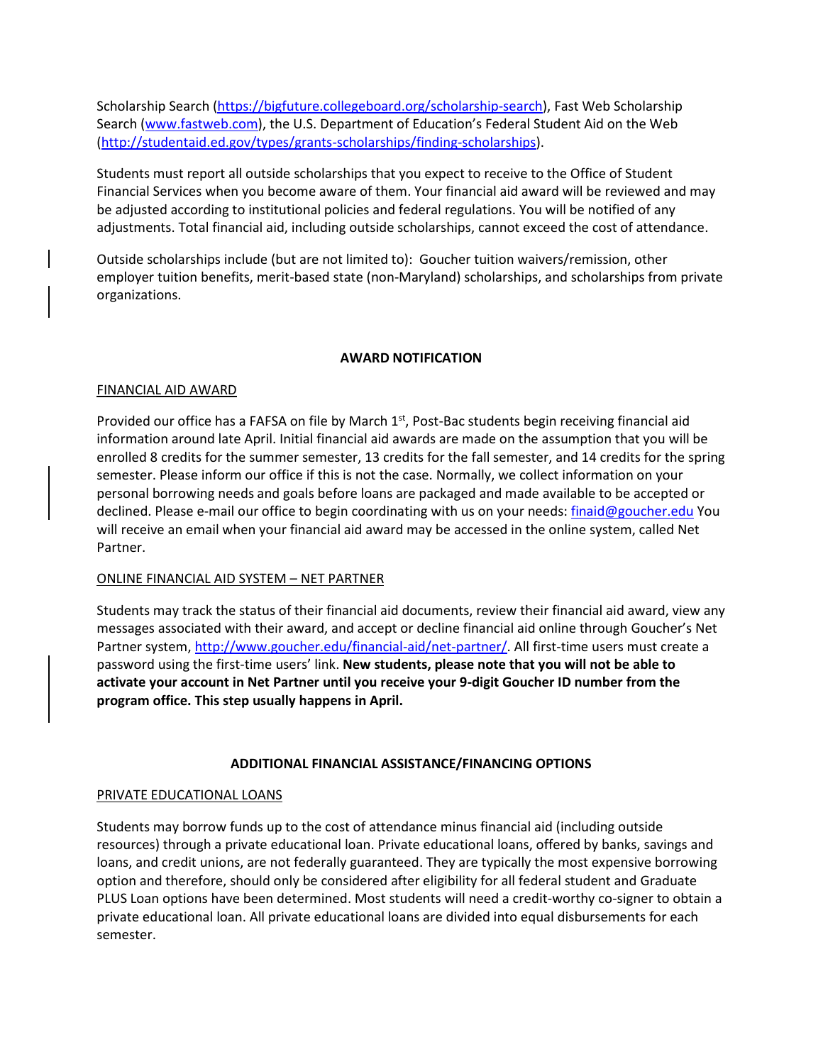Scholarship Search (https://bigfuture.collegeboard.org/scholarship-search), Fast Web Scholarship Search (www.fastweb.com), the U.S. Department of Education's Federal Student Aid on the Web (http://studentaid.ed.gov/types/grants-scholarships/finding-scholarships).

Students must report all outside scholarships that you expect to receive to the Office of Student Financial Services when you become aware of them. Your financial aid award will be reviewed and may be adjusted according to institutional policies and federal regulations. You will be notified of any adjustments. Total financial aid, including outside scholarships, cannot exceed the cost of attendance.

Outside scholarships include (but are not limited to): Goucher tuition waivers/remission, other employer tuition benefits, merit-based state (non-Maryland) scholarships, and scholarships from private organizations.

## AWARD NOTIFICATION

### FINANCIAL AID AWARD

Provided our office has a FAFSA on file by March 1st, Post-Bac students begin receiving financial aid information around late April. Initial financial aid awards are made on the assumption that you will be enrolled 8 credits for the summer semester, 13 credits for the fall semester, and 14 credits for the spring semester. Please inform our office if this is not the case. Normally, we collect information on your personal borrowing needs and goals before loans are packaged and made available to be accepted or declined. Please e-mail our office to begin coordinating with us on your needs: finaid@goucher.edu You will receive an email when your financial aid award may be accessed in the online system, called Net Partner.

### ONLINE FINANCIAL AID SYSTEM – NET PARTNER

Students may track the status of their financial aid documents, review their financial aid award, view any messages associated with their award, and accept or decline financial aid online through Goucher's Net Partner system, http://www.goucher.edu/financial-aid/net-partner/. All first-time users must create a password using the first-time users' link. **New students, please note that you will not be able to activate your account in Net Partner until you receive your 9-digit Goucher ID number from the program office. This step usually happens in April.**

## ADDITIONAL FINANCIAL ASSISTANCE/FINANCING OPTIONS

### PRIVATE EDUCATIONAL LOANS

Students may borrow funds up to the cost of attendance minus financial aid (including outside resources) through a private educational loan. Private educational loans, offered by banks, savings and loans, and credit unions, are not federally guaranteed. They are typically the most expensive borrowing option and therefore, should only be considered after eligibility for all federal student and Graduate PLUS Loan options have been determined. Most students will need a credit-worthy co-signer to obtain a private educational loan. All private educational loans are divided into equal disbursements for each semester.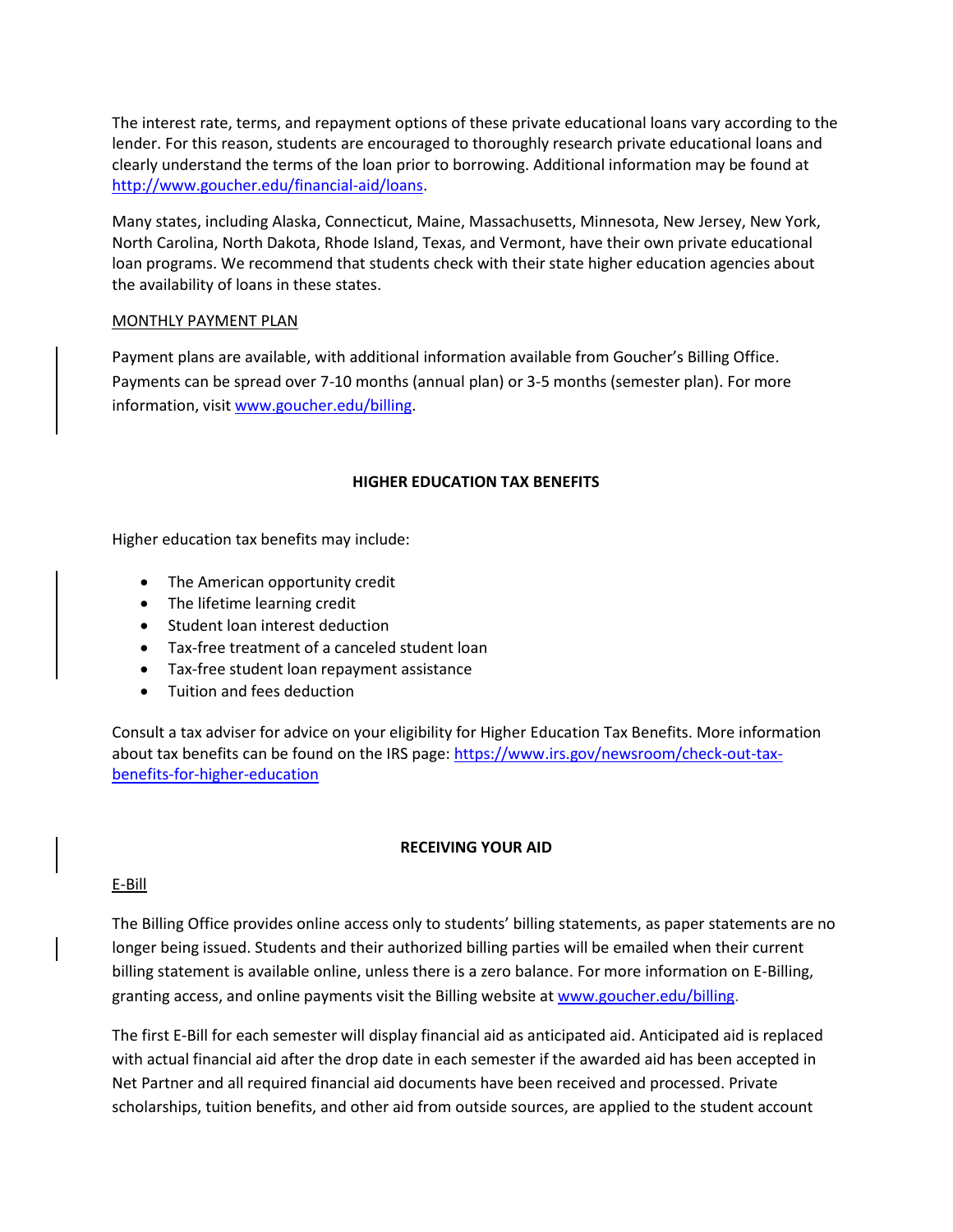The interest rate, terms, and repayment options of these private educational loans vary according to the lender. For this reason, students are encouraged to thoroughly research private educational loans and clearly understand the terms of the loan prior to borrowing. Additional information may be found at [http://www.goucher.edu/financial-aid/loans](http://www.goucher.edu/financial-aid/loans).

Many states, including Alaska, Connecticut, Maine, Massachusetts, Minnesota, New Jersey, New York, North Carolina, North Dakota, Rhode Island, Texas, and Vermont, have their own private educational loan programs. We recommend that students check with their state higher education agencies about the availability of loans in these states.

MONTHLY PAYMENT PLAN

Payment plans are available, with additional information available from Goucher's Billing Office. Payments can be spread over 7-10 months (annual plan) or 3-5 months (semester plan). For more information, visit [www.goucher.edu/billing](www.goucher.edu/billing).

## HIGHER EDUCATION TAX BENEFITS

Higher education tax benefits may include:

- The American opportunity credit
- The lifetime learning credit
- Student loan interest deduction
- Tax-free treatment of a canceled student loan
- Tax-free student loan repayment assistance
- Tuition and fees deduction

Consult a tax adviser for advice on your eligibility for Higher Education Tax Benefits. More information about tax benefits can be found on the IRS page: [https://www.irs.gov/newsroom/check-out-tax-benefits-for-higher-education](https://www.irs.gov/newsroom/check-out-tax-benefits-for-higher-education)

## RECEIVING YOUR AID

E-Bill

The Billing Office provides online access only to students' billing statements, as paper statements are no longer being issued. Students and their authorized billing parties will be emailed when their current billing statement is available online, unless there is a zero balance. For more information on E-Billing, granting access, and online payments visit the Billing website at [www.goucher.edu/billing](www.goucher.edu/billing).

The first E-Bill for each semester will display financial aid as anticipated aid. Anticipated aid is replaced with actual financial aid after the drop date in each semester if the awarded aid has been accepted in Net Partner and all required financial aid documents have been received and processed. Private scholarships, tuition benefits, and other aid from outside sources, are applied to the student account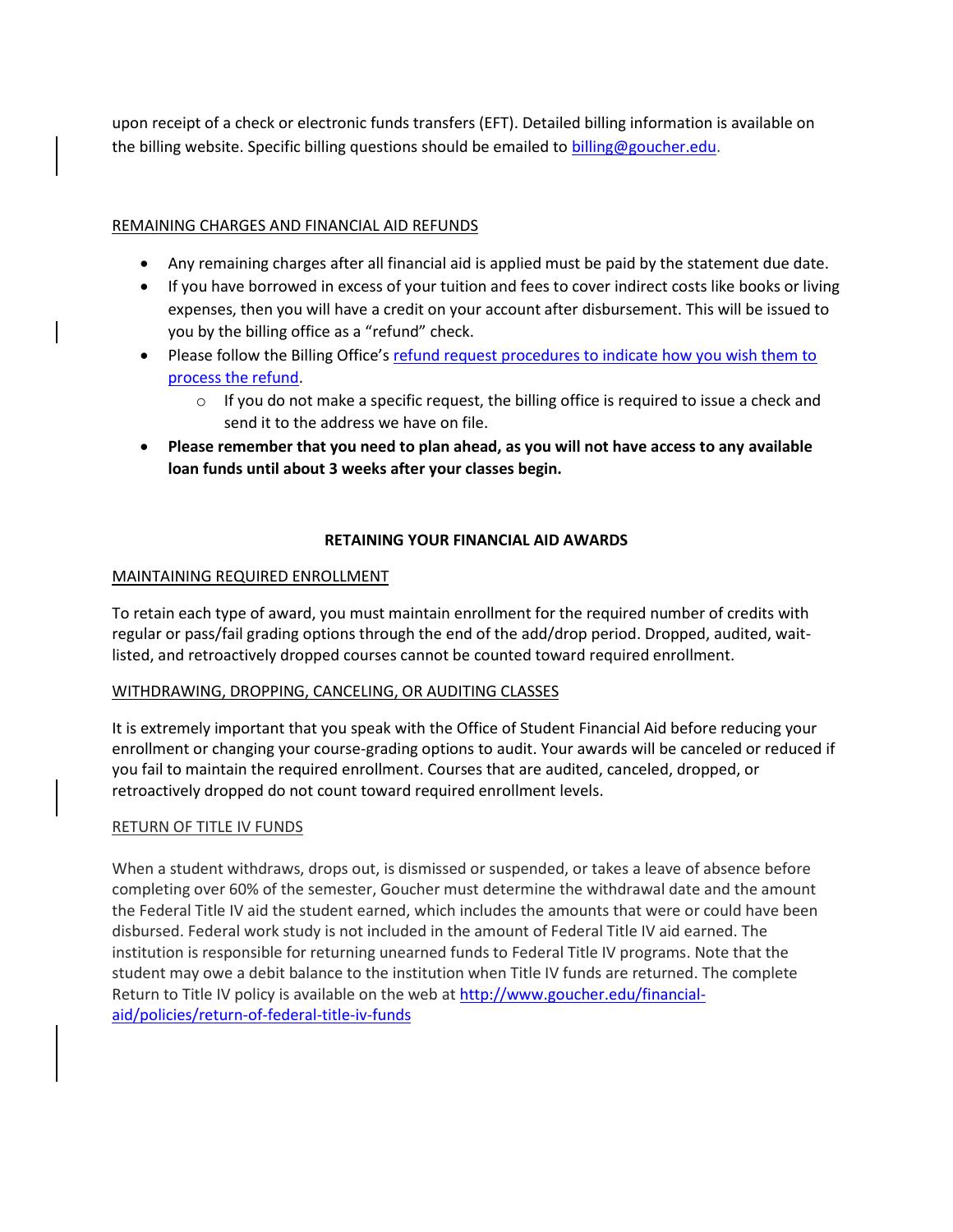upon receipt of a check or electronic funds transfers (EFT). Detailed billing information is available on the billing website. Specific billing questions should be emailed to billing@goucher.edu.

REMAINING CHARGES AND FINANCIAL AID REFUNDS

- Any remaining charges after all financial aid is applied must be paid by the statement due date.
- If you have borrowed in excess of your tuition and fees to cover indirect costs like books or living expenses, then you will have a credit on your account after disbursement. This will be issued to you by the billing office as a "refund" check.
- Please follow the Billing Office's refund request procedures to indicate how you wish them to process the refund.
    - If you do not make a specific request, the billing office is required to issue a check and send it to the address we have on file.
- **Please remember that you need to plan ahead, as you will not have access to any available loan funds until about 3 weeks after your classes begin.**

## RETAINING YOUR FINANCIAL AID AWARDS

MAINTAINING REQUIRED ENROLLMENT

To retain each type of award, you must maintain enrollment for the required number of credits with regular or pass/fail grading options through the end of the add/drop period. Dropped, audited, wait-listed, and retroactively dropped courses cannot be counted toward required enrollment.

WITHDRAWING, DROPPING, CANCELING, OR AUDITING CLASSES

It is extremely important that you speak with the Office of Student Financial Aid before reducing your enrollment or changing your course-grading options to audit. Your awards will be canceled or reduced if you fail to maintain the required enrollment. Courses that are audited, canceled, dropped, or retroactively dropped do not count toward required enrollment levels.

RETURN OF TITLE IV FUNDS

When a student withdraws, drops out, is dismissed or suspended, or takes a leave of absence before completing over 60% of the semester, Goucher must determine the withdrawal date and the amount the Federal Title IV aid the student earned, which includes the amounts that were or could have been disbursed. Federal work study is not included in the amount of Federal Title IV aid earned. The institution is responsible for returning unearned funds to Federal Title IV programs. Note that the student may owe a debit balance to the institution when Title IV funds are returned. The complete Return to Title IV policy is available on the web at http://www.goucher.edu/financial-aid/policies/return-of-federal-title-iv-funds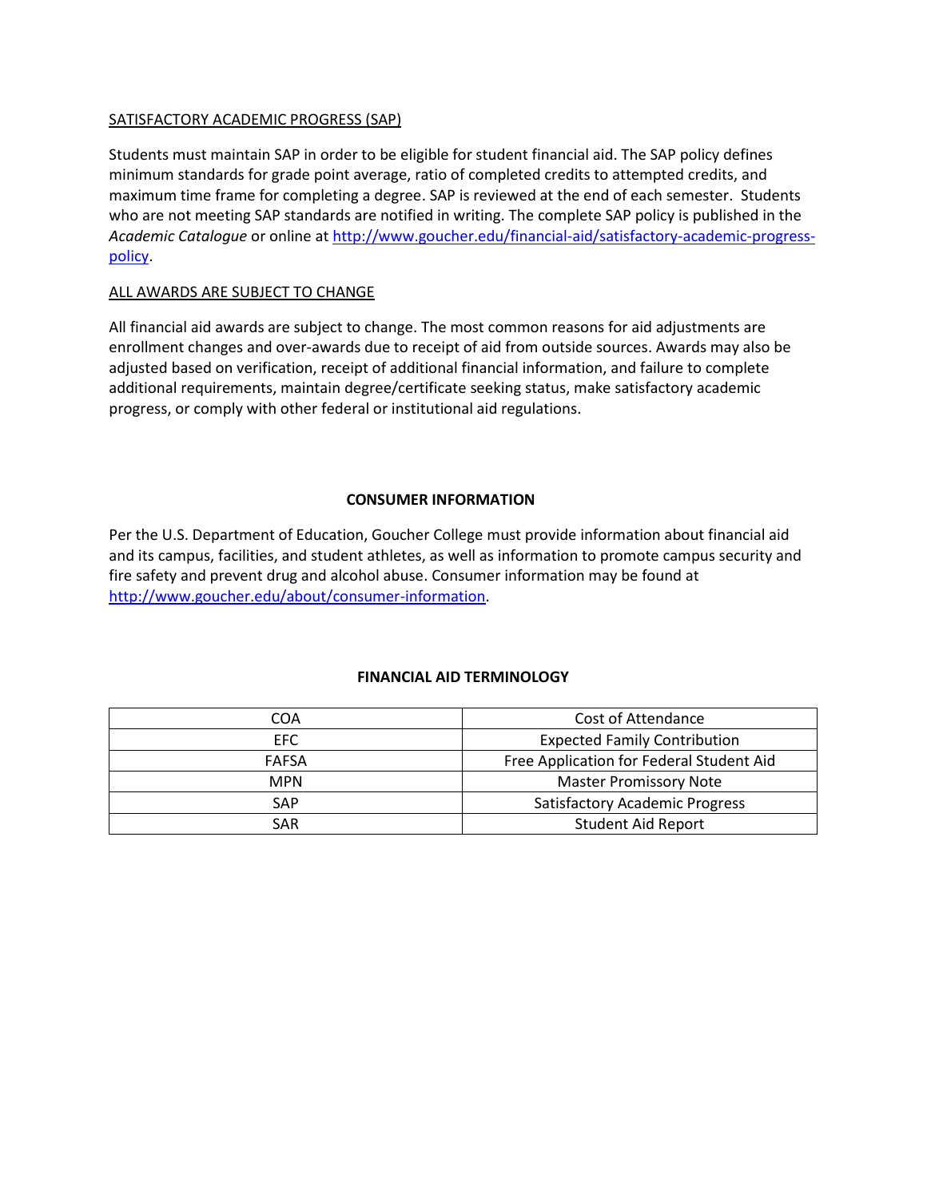SATISFACTORY ACADEMIC PROGRESS (SAP)

Students must maintain SAP in order to be eligible for student financial aid. The SAP policy defines minimum standards for grade point average, ratio of completed credits to attempted credits, and maximum time frame for completing a degree. SAP is reviewed at the end of each semester. Students who are not meeting SAP standards are notified in writing. The complete SAP policy is published in the *Academic Catalogue* or online at http://www.goucher.edu/financial-aid/satisfactory-academic-progress-policy.

ALL AWARDS ARE SUBJECT TO CHANGE

All financial aid awards are subject to change. The most common reasons for aid adjustments are enrollment changes and over-awards due to receipt of aid from outside sources. Awards may also be adjusted based on verification, receipt of additional financial information, and failure to complete additional requirements, maintain degree/certificate seeking status, make satisfactory academic progress, or comply with other federal or institutional aid regulations.

## CONSUMER INFORMATION

Per the U.S. Department of Education, Goucher College must provide information about financial aid and its campus, facilities, and student athletes, as well as information to promote campus security and fire safety and prevent drug and alcohol abuse. Consumer information may be found at http://www.goucher.edu/about/consumer-information.

## FINANCIAL AID TERMINOLOGY

| | |
|---|---|
| COA | Cost of Attendance |
| EFC | Expected Family Contribution |
| FAFSA | Free Application for Federal Student Aid |
| MPN | Master Promissory Note |
| SAP | Satisfactory Academic Progress |
| SAR | Student Aid Report |